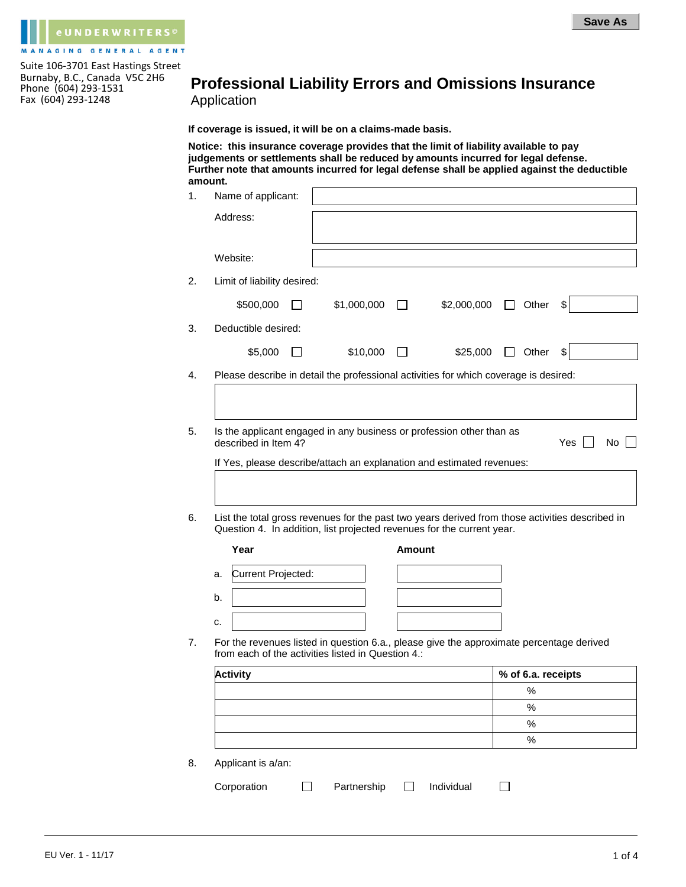eUNDERWRITERS©
MANAGING GENERAL AGENT

Suite 106-3701 East Hastings Street
Burnaby, B.C., Canada V5C 2H6
Phone (604) 293-1531
Fax (604) 293-1248

Save As

# Professional Liability Errors and Omissions Insurance

## Application

**If coverage is issued, it will be on a claims-made basis.**

**Notice: this insurance coverage provides that the limit of liability available to pay judgements or settlements shall be reduced by amounts incurred for legal defense. Further note that amounts incurred for legal defense shall be applied against the deductible amount.**

1. Name of applicant: ____________________

   Address: ____________________

   Website: ____________________

2. Limit of liability desired:

   $500,000 ☐ $1,000,000 ☐ $2,000,000 ☐ Other $ ________

3. Deductible desired:

   $5,000 ☐ $10,000 ☐ $25,000 ☐ Other $ ________

4. Please describe in detail the professional activities for which coverage is desired:

   ____________________

5. Is the applicant engaged in any business or profession other than as described in Item 4? Yes ☐ No ☐

   If Yes, please describe/attach an explanation and estimated revenues:

   ____________________

6. List the total gross revenues for the past two years derived from those activities described in Question 4. In addition, list projected revenues for the current year.

| | Year | Amount |
|---|---|---|
| a. | Current Projected: | |
| b. | | |
| c. | | |

7. For the revenues listed in question 6.a., please give the approximate percentage derived from each of the activities listed in Question 4.:

| Activity | % of 6.a. receipts |
|---|---|
| | % |
| | % |
| | % |
| | % |

8. Applicant is a/an:

   Corporation ☐ Partnership ☐ Individual ☐

EU Ver. 1 - 11/17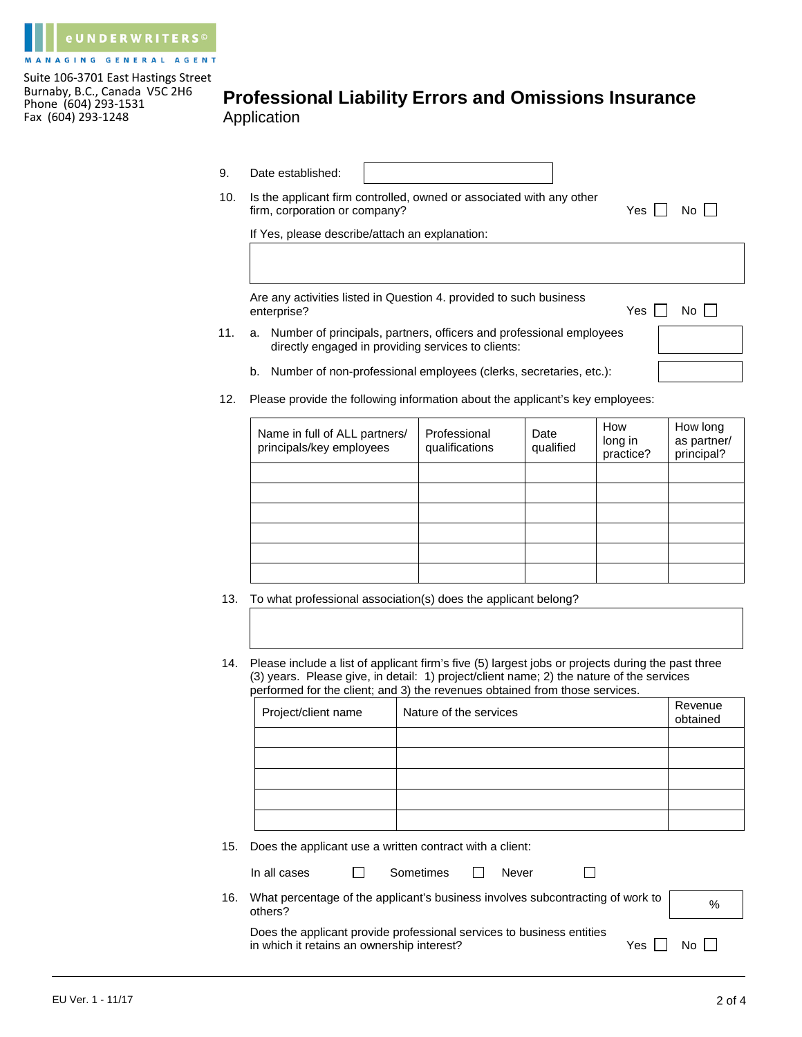eUNDERWRITERS©
MANAGING GENERAL AGENT

Suite 106-3701 East Hastings Street
Burnaby, B.C., Canada V5C 2H6
Phone (604) 293-1531
Fax (604) 293-1248

# Professional Liability Errors and Omissions Insurance

Application

9. Date established: ____________________

10. Is the applicant firm controlled, owned or associated with any other firm, corporation or company? Yes ☐ No ☐

    If Yes, please describe/attach an explanation:

    ____________________

    Are any activities listed in Question 4. provided to such business enterprise? Yes ☐ No ☐

11. a. Number of principals, partners, officers and professional employees directly engaged in providing services to clients: ____________________

    b. Number of non-professional employees (clerks, secretaries, etc.): ____________________

12. Please provide the following information about the applicant's key employees:

| Name in full of ALL partners/ principals/key employees | Professional qualifications | Date qualified | How long in practice? | How long as partner/ principal? |
|---|---|---|---|---|
| | | | | |
| | | | | |
| | | | | |
| | | | | |
| | | | | |
| | | | | |

13. To what professional association(s) does the applicant belong?

    ____________________

14. Please include a list of applicant firm's five (5) largest jobs or projects during the past three (3) years. Please give, in detail: 1) project/client name; 2) the nature of the services performed for the client; and 3) the revenues obtained from those services.

| Project/client name | Nature of the services | Revenue obtained |
|---|---|---|
| | | |
| | | |
| | | |
| | | |
| | | |

15. Does the applicant use a written contract with a client:

    In all cases ☐ Sometimes ☐ Never ☐

16. What percentage of the applicant's business involves subcontracting of work to others? ______ %

    Does the applicant provide professional services to business entities in which it retains an ownership interest? Yes ☐ No ☐

EU Ver. 1 - 11/17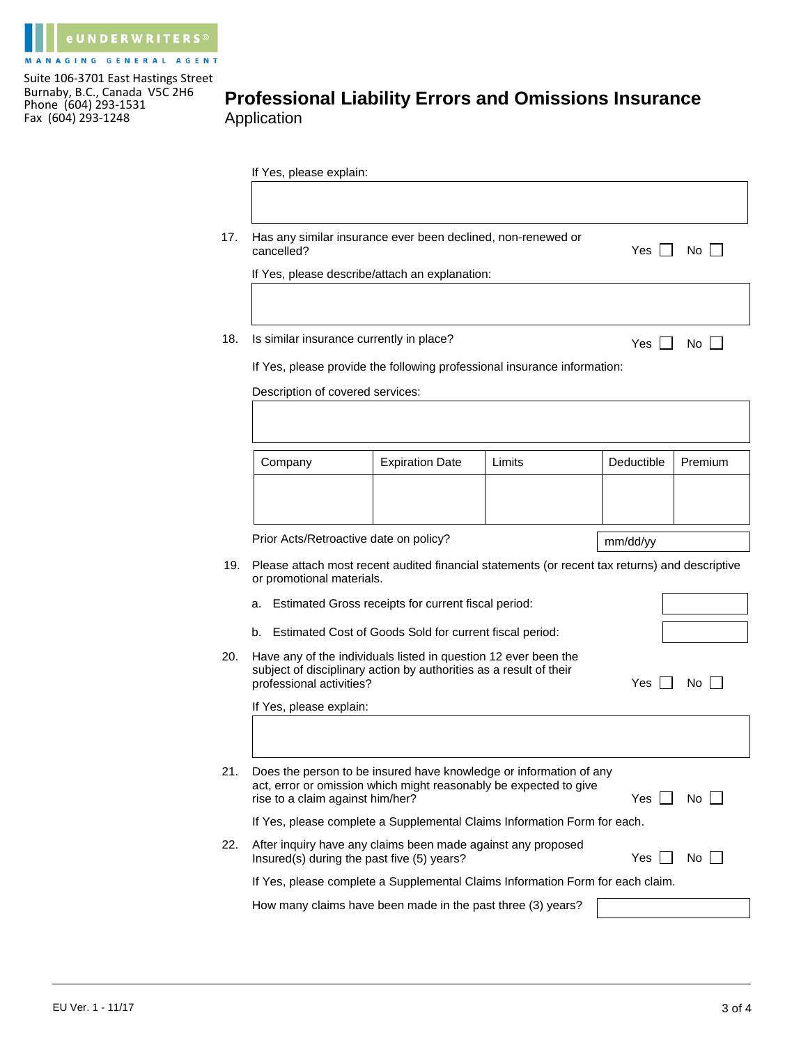eUNDERWRITERS©
MANAGING GENERAL AGENT

Suite 106-3701 East Hastings Street
Burnaby, B.C., Canada V5C 2H6
Phone (604) 293-1531
Fax (604) 293-1248

# Professional Liability Errors and Omissions Insurance
Application

If Yes, please explain:

17. Has any similar insurance ever been declined, non-renewed or cancelled? Yes ☐ No ☐

    If Yes, please describe/attach an explanation:

18. Is similar insurance currently in place? Yes ☐ No ☐

    If Yes, please provide the following professional insurance information:

    Description of covered services:

| Company | Expiration Date | Limits | Deductible | Premium |
|---|---|---|---|---|
| | | | | |

Prior Acts/Retroactive date on policy? mm/dd/yy

19. Please attach most recent audited financial statements (or recent tax returns) and descriptive or promotional materials.

    a. Estimated Gross receipts for current fiscal period:

    b. Estimated Cost of Goods Sold for current fiscal period:

20. Have any of the individuals listed in question 12 ever been the subject of disciplinary action by authorities as a result of their professional activities? Yes ☐ No ☐

    If Yes, please explain:

21. Does the person to be insured have knowledge or information of any act, error or omission which might reasonably be expected to give rise to a claim against him/her? Yes ☐ No ☐

    If Yes, please complete a Supplemental Claims Information Form for each.

22. After inquiry have any claims been made against any proposed Insured(s) during the past five (5) years? Yes ☐ No ☐

    If Yes, please complete a Supplemental Claims Information Form for each claim.

    How many claims have been made in the past three (3) years?

EU Ver. 1 - 11/17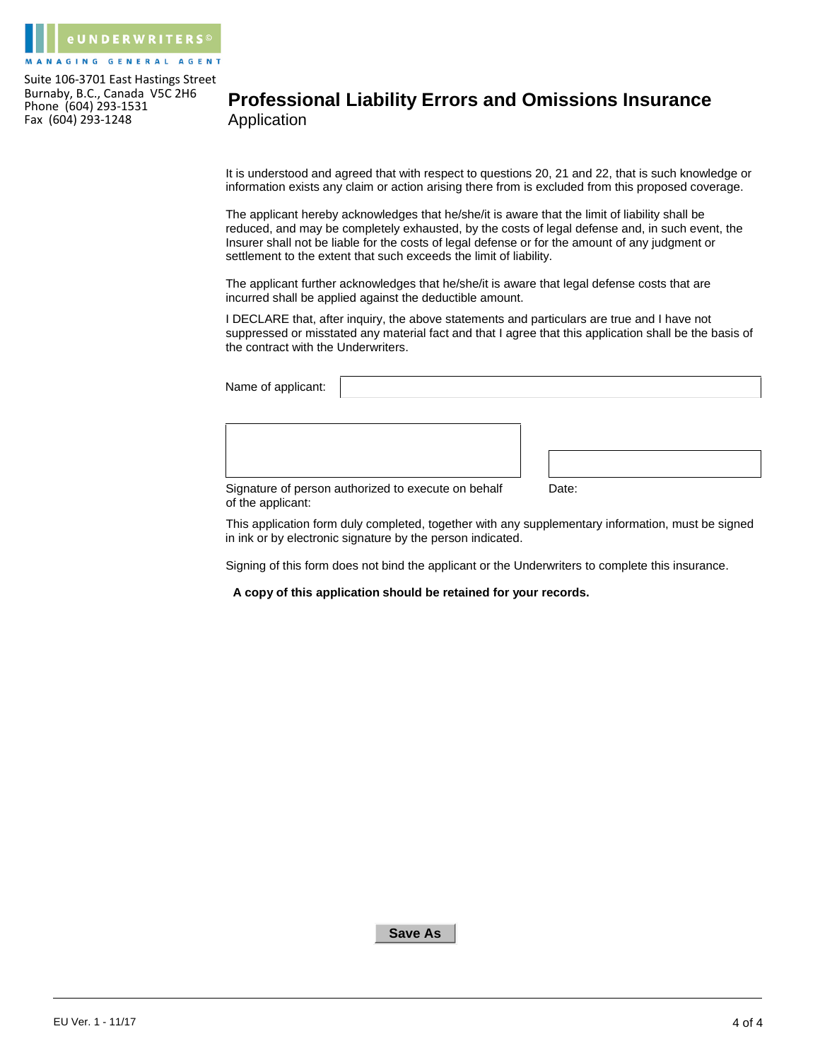eUNDERWRITERS©
MANAGING GENERAL AGENT

Suite 106-3701 East Hastings Street
Burnaby, B.C., Canada V5C 2H6
Phone (604) 293-1531
Fax (604) 293-1248

# Professional Liability Errors and Omissions Insurance

Application

It is understood and agreed that with respect to questions 20, 21 and 22, that is such knowledge or information exists any claim or action arising there from is excluded from this proposed coverage.

The applicant hereby acknowledges that he/she/it is aware that the limit of liability shall be reduced, and may be completely exhausted, by the costs of legal defense and, in such event, the Insurer shall not be liable for the costs of legal defense or for the amount of any judgment or settlement to the extent that such exceeds the limit of liability.

The applicant further acknowledges that he/she/it is aware that legal defense costs that are incurred shall be applied against the deductible amount.

I DECLARE that, after inquiry, the above statements and particulars are true and I have not suppressed or misstated any material fact and that I agree that this application shall be the basis of the contract with the Underwriters.

Name of applicant: \_\_\_\_\_\_\_\_\_\_\_\_\_\_\_\_\_\_\_\_

Signature of person authorized to execute on behalf of the applicant: \_\_\_\_\_\_\_\_\_\_\_\_\_\_\_\_\_\_\_\_

Date: \_\_\_\_\_\_\_\_\_\_

This application form duly completed, together with any supplementary information, must be signed in ink or by electronic signature by the person indicated.

Signing of this form does not bind the applicant or the Underwriters to complete this insurance.

**A copy of this application should be retained for your records.**

Save As

EU Ver. 1 - 11/17